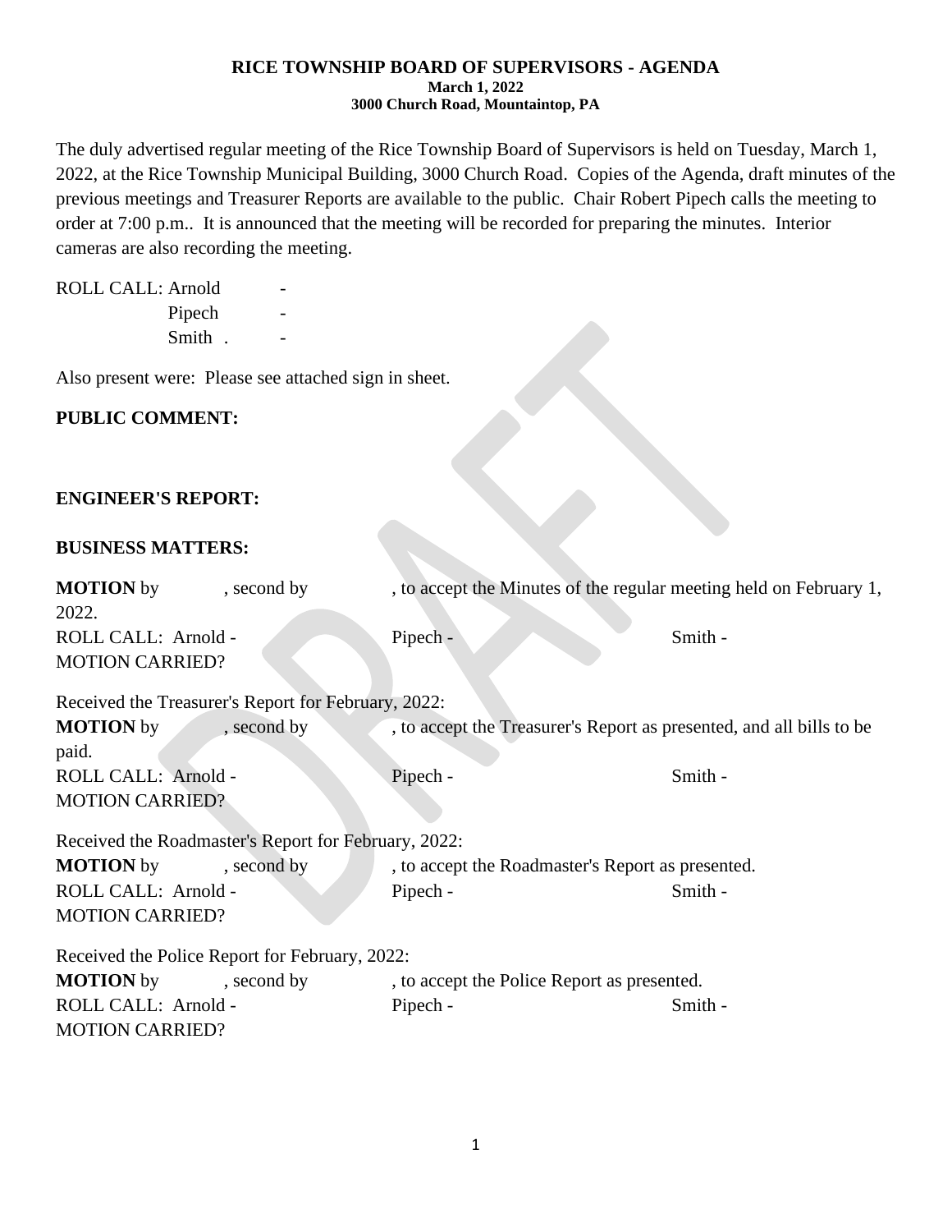**RICE TOWNSHIP BOARD OF SUPERVISORS - AGENDA**
**March 1, 2022**
**3000 Church Road, Mountaintop, PA**

The duly advertised regular meeting of the Rice Township Board of Supervisors is held on Tuesday, March 1, 2022, at the Rice Township Municipal Building, 3000 Church Road. Copies of the Agenda, draft minutes of the previous meetings and Treasurer Reports are available to the public. Chair Robert Pipech calls the meeting to order at 7:00 p.m.. It is announced that the meeting will be recorded for preparing the minutes. Interior cameras are also recording the meeting.

ROLL CALL: Arnold -
Pipech -
Smith . -

Also present were: Please see attached sign in sheet.

**PUBLIC COMMENT:**

**ENGINEER'S REPORT:**

**BUSINESS MATTERS:**

**MOTION** by , second by , to accept the Minutes of the regular meeting held on February 1, 2022.
ROLL CALL: Arnold - Pipech - Smith -
MOTION CARRIED?

Received the Treasurer's Report for February, 2022:
**MOTION** by , second by , to accept the Treasurer's Report as presented, and all bills to be paid.
ROLL CALL: Arnold - Pipech - Smith -
MOTION CARRIED?

Received the Roadmaster's Report for February, 2022:
**MOTION** by , second by , to accept the Roadmaster's Report as presented.
ROLL CALL: Arnold - Pipech - Smith -
MOTION CARRIED?

Received the Police Report for February, 2022:
**MOTION** by , second by , to accept the Police Report as presented.
ROLL CALL: Arnold - Pipech - Smith -
MOTION CARRIED?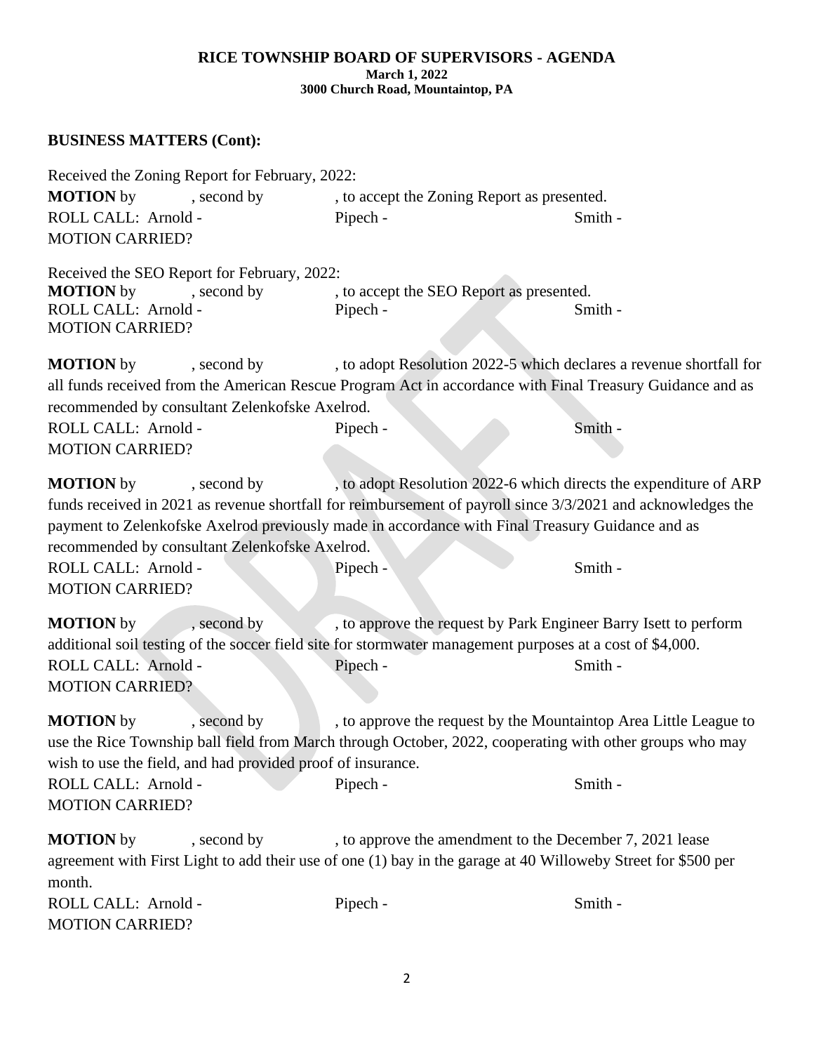**RICE TOWNSHIP BOARD OF SUPERVISORS - AGENDA**
**March 1, 2022**
**3000 Church Road, Mountaintop, PA**

## BUSINESS MATTERS (Cont):

Received the Zoning Report for February, 2022:
**MOTION** by , second by , to accept the Zoning Report as presented.
ROLL CALL: Arnold - Pipech - Smith -
MOTION CARRIED?

Received the SEO Report for February, 2022:
**MOTION** by , second by , to accept the SEO Report as presented.
ROLL CALL: Arnold - Pipech - Smith -
MOTION CARRIED?

**MOTION** by , second by , to adopt Resolution 2022-5 which declares a revenue shortfall for all funds received from the American Rescue Program Act in accordance with Final Treasury Guidance and as recommended by consultant Zelenkofske Axelrod.
ROLL CALL: Arnold - Pipech - Smith -
MOTION CARRIED?

**MOTION** by , second by , to adopt Resolution 2022-6 which directs the expenditure of ARP funds received in 2021 as revenue shortfall for reimbursement of payroll since 3/3/2021 and acknowledges the payment to Zelenkofske Axelrod previously made in accordance with Final Treasury Guidance and as recommended by consultant Zelenkofske Axelrod.
ROLL CALL: Arnold - Pipech - Smith -
MOTION CARRIED?

**MOTION** by , second by , to approve the request by Park Engineer Barry Isett to perform additional soil testing of the soccer field site for stormwater management purposes at a cost of $4,000.
ROLL CALL: Arnold - Pipech - Smith -
MOTION CARRIED?

**MOTION** by , second by , to approve the request by the Mountaintop Area Little League to use the Rice Township ball field from March through October, 2022, cooperating with other groups who may wish to use the field, and had provided proof of insurance.
ROLL CALL: Arnold - Pipech - Smith -
MOTION CARRIED?

**MOTION** by , second by , to approve the amendment to the December 7, 2021 lease agreement with First Light to add their use of one (1) bay in the garage at 40 Willoweby Street for $500 per month.
ROLL CALL: Arnold - Pipech - Smith -
MOTION CARRIED?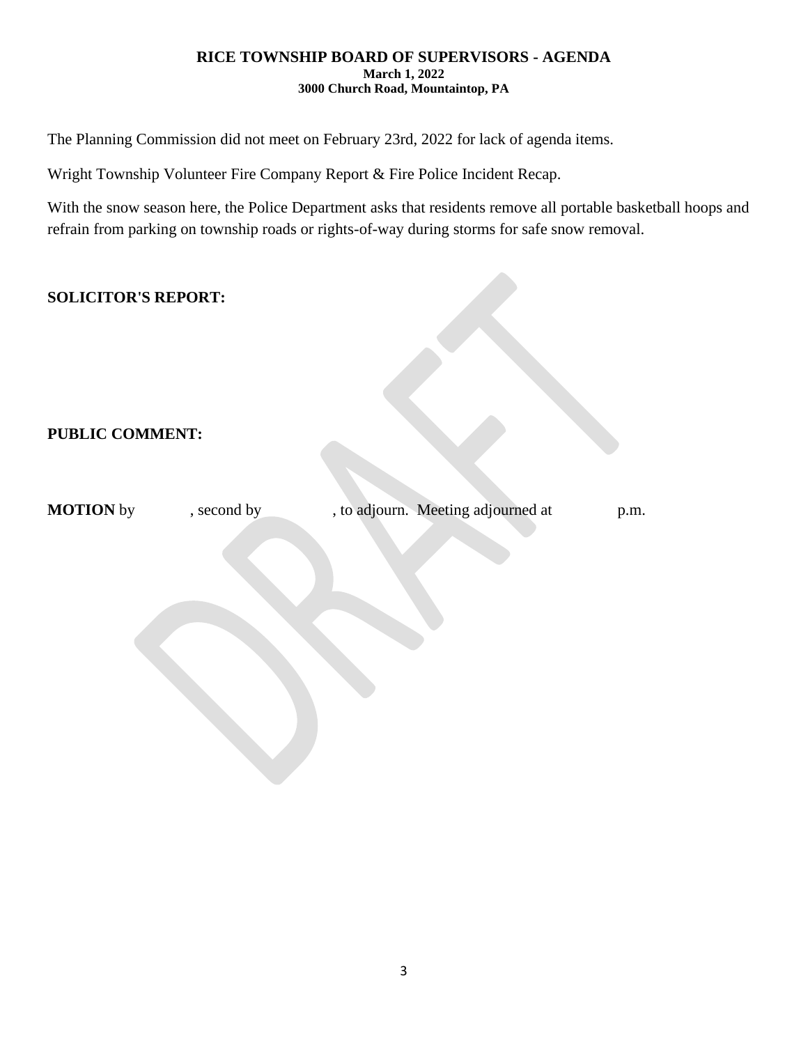**RICE TOWNSHIP BOARD OF SUPERVISORS - AGENDA**
**March 1, 2022**
**3000 Church Road, Mountaintop, PA**

The Planning Commission did not meet on February 23rd, 2022 for lack of agenda items.

Wright Township Volunteer Fire Company Report & Fire Police Incident Recap.

With the snow season here, the Police Department asks that residents remove all portable basketball hoops and refrain from parking on township roads or rights-of-way during storms for safe snow removal.

**SOLICITOR'S REPORT:**

**PUBLIC COMMENT:**

**MOTION** by , second by , to adjourn. Meeting adjourned at p.m.